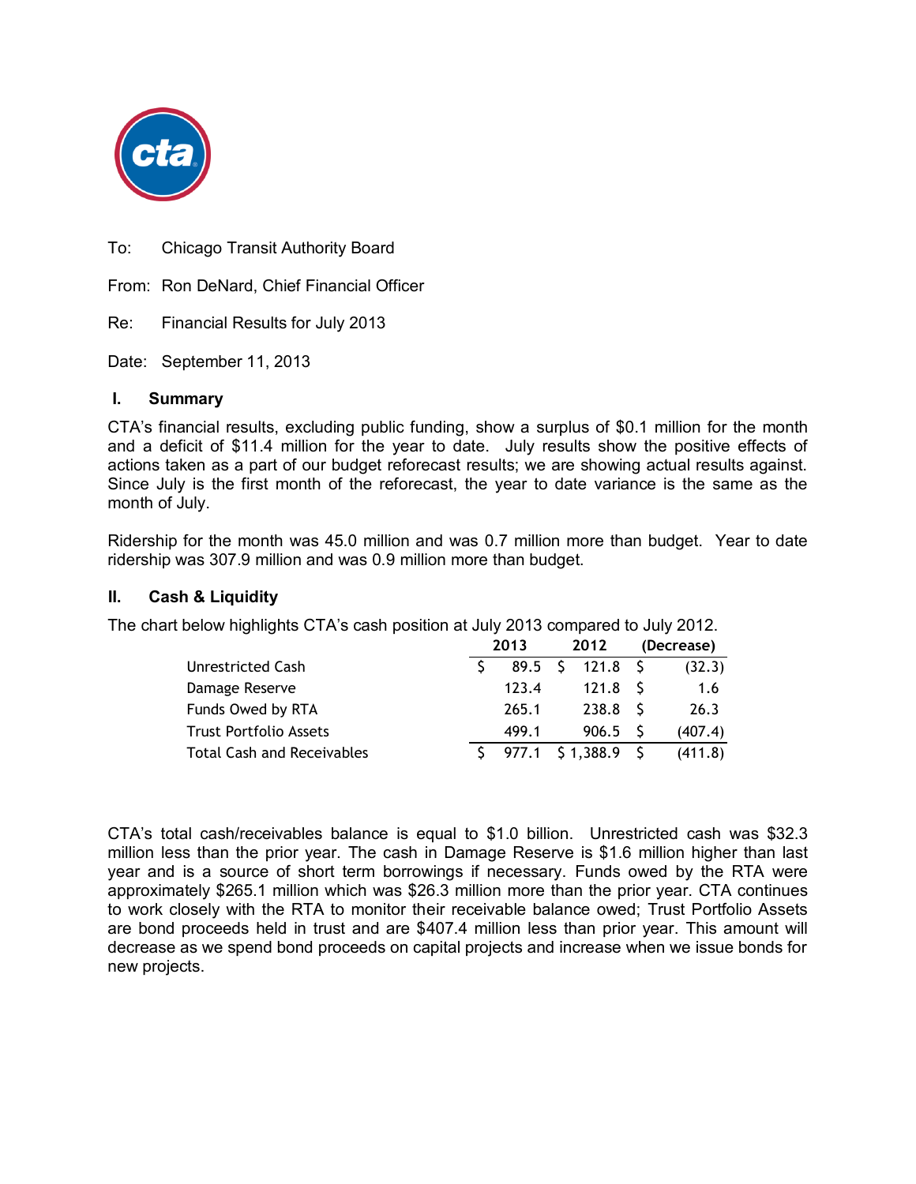To: Chicago Transit Authority Board

From: Ron DeNard, Chief Financial Officer

Re: Financial Results for July 2013

Date: September 11, 2013

## I. Summary

CTA's financial results, excluding public funding, show a surplus of $0.1 million for the month and a deficit of $11.4 million for the year to date. July results show the positive effects of actions taken as a part of our budget reforecast results; we are showing actual results against. Since July is the first month of the reforecast, the year to date variance is the same as the month of July.

Ridership for the month was 45.0 million and was 0.7 million more than budget. Year to date ridership was 307.9 million and was 0.9 million more than budget.

## II. Cash & Liquidity

The chart below highlights CTA's cash position at July 2013 compared to July 2012.

| | 2013 | 2012 | (Decrease) |
|---|---|---|---|
| Unrestricted Cash | $ 89.5 | $ 121.8 | $ (32.3) |
| Damage Reserve | 123.4 | 121.8 | $ 1.6 |
| Funds Owed by RTA | 265.1 | 238.8 | $ 26.3 |
| Trust Portfolio Assets | 499.1 | 906.5 | $ (407.4) |
| Total Cash and Receivables | $ 977.1 | $ 1,388.9 | $ (411.8) |

CTA's total cash/receivables balance is equal to $1.0 billion. Unrestricted cash was $32.3 million less than the prior year. The cash in Damage Reserve is $1.6 million higher than last year and is a source of short term borrowings if necessary. Funds owed by the RTA were approximately $265.1 million which was $26.3 million more than the prior year. CTA continues to work closely with the RTA to monitor their receivable balance owed; Trust Portfolio Assets are bond proceeds held in trust and are $407.4 million less than prior year. This amount will decrease as we spend bond proceeds on capital projects and increase when we issue bonds for new projects.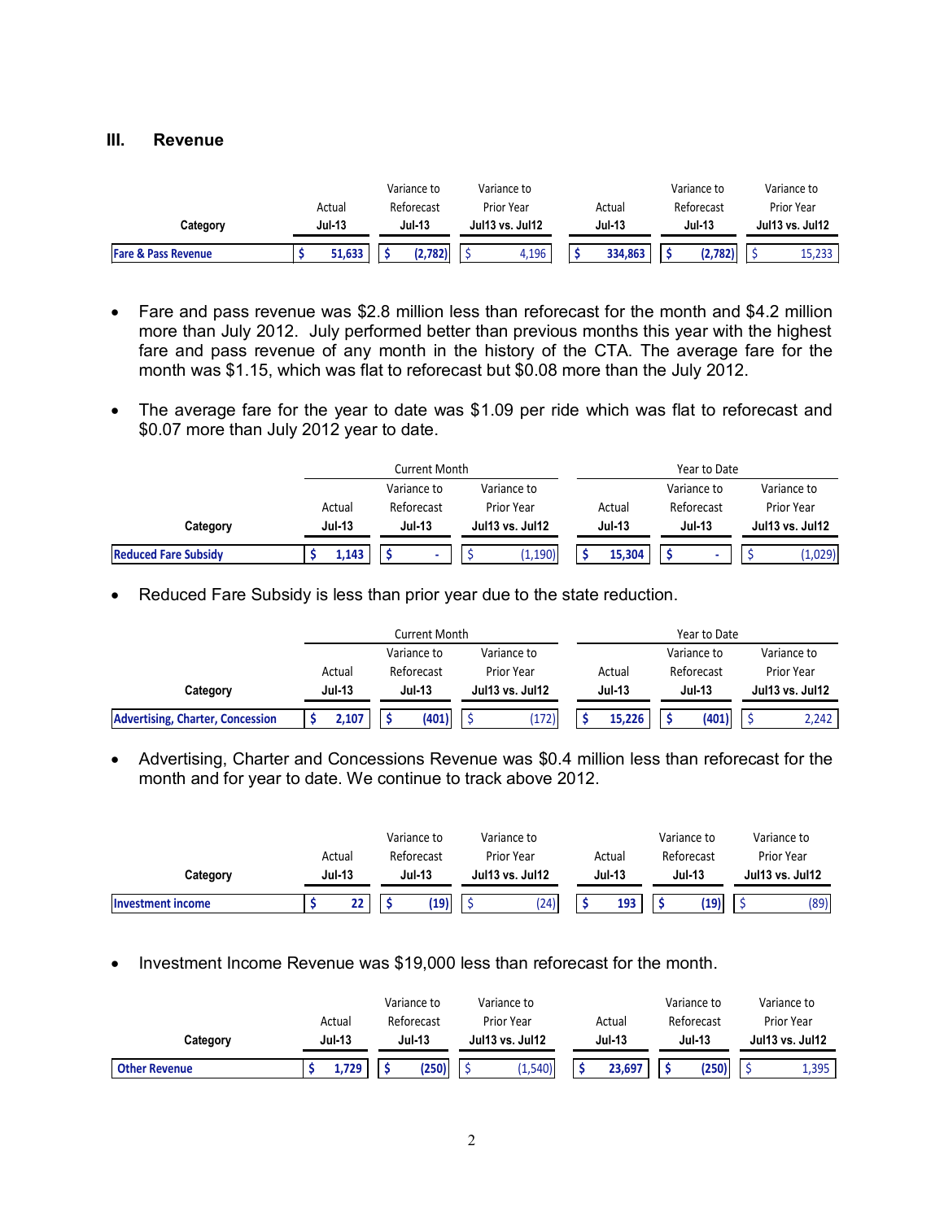## III. Revenue

| Category | Actual Jul-13 | Variance to Reforecast Jul-13 | Variance to Prior Year Jul13 vs. Jul12 | Actual Jul-13 | Variance to Reforecast Jul-13 | Variance to Prior Year Jul13 vs. Jul12 |
|---|---|---|---|---|---|---|
| Fare & Pass Revenue | $ 51,633 | $ (2,782) | $ 4,196 | $ 334,863 | $ (2,782) | $ 15,233 |

- Fare and pass revenue was $2.8 million less than reforecast for the month and $4.2 million more than July 2012. July performed better than previous months this year with the highest fare and pass revenue of any month in the history of the CTA. The average fare for the month was $1.15, which was flat to reforecast but $0.08 more than the July 2012.

- The average fare for the year to date was $1.09 per ride which was flat to reforecast and $0.07 more than July 2012 year to date.

| | Current Month | | | Year to Date | | |
|---|---|---|---|---|---|---|
| Category | Actual Jul-13 | Variance to Reforecast Jul-13 | Variance to Prior Year Jul13 vs. Jul12 | Actual Jul-13 | Variance to Reforecast Jul-13 | Variance to Prior Year Jul13 vs. Jul12 |
| Reduced Fare Subsidy | $ 1,143 | $ - | $ (1,190) | $ 15,304 | $ - | $ (1,029) |

- Reduced Fare Subsidy is less than prior year due to the state reduction.

| | Current Month | | | Year to Date | | |
|---|---|---|---|---|---|---|
| Category | Actual Jul-13 | Variance to Reforecast Jul-13 | Variance to Prior Year Jul13 vs. Jul12 | Actual Jul-13 | Variance to Reforecast Jul-13 | Variance to Prior Year Jul13 vs. Jul12 |
| Advertising, Charter, Concession | $ 2,107 | $ (401) | $ (172) | $ 15,226 | $ (401) | $ 2,242 |

- Advertising, Charter and Concessions Revenue was $0.4 million less than reforecast for the month and for year to date. We continue to track above 2012.

| Category | Actual Jul-13 | Variance to Reforecast Jul-13 | Variance to Prior Year Jul13 vs. Jul12 | Actual Jul-13 | Variance to Reforecast Jul-13 | Variance to Prior Year Jul13 vs. Jul12 |
|---|---|---|---|---|---|---|
| Investment income | $ 22 | $ (19) | $ (24) | $ 193 | $ (19) | $ (89) |

- Investment Income Revenue was $19,000 less than reforecast for the month.

| Category | Actual Jul-13 | Variance to Reforecast Jul-13 | Variance to Prior Year Jul13 vs. Jul12 | Actual Jul-13 | Variance to Reforecast Jul-13 | Variance to Prior Year Jul13 vs. Jul12 |
|---|---|---|---|---|---|---|
| Other Revenue | $ 1,729 | $ (250) | $ (1,540) | $ 23,697 | $ (250) | $ 1,395 |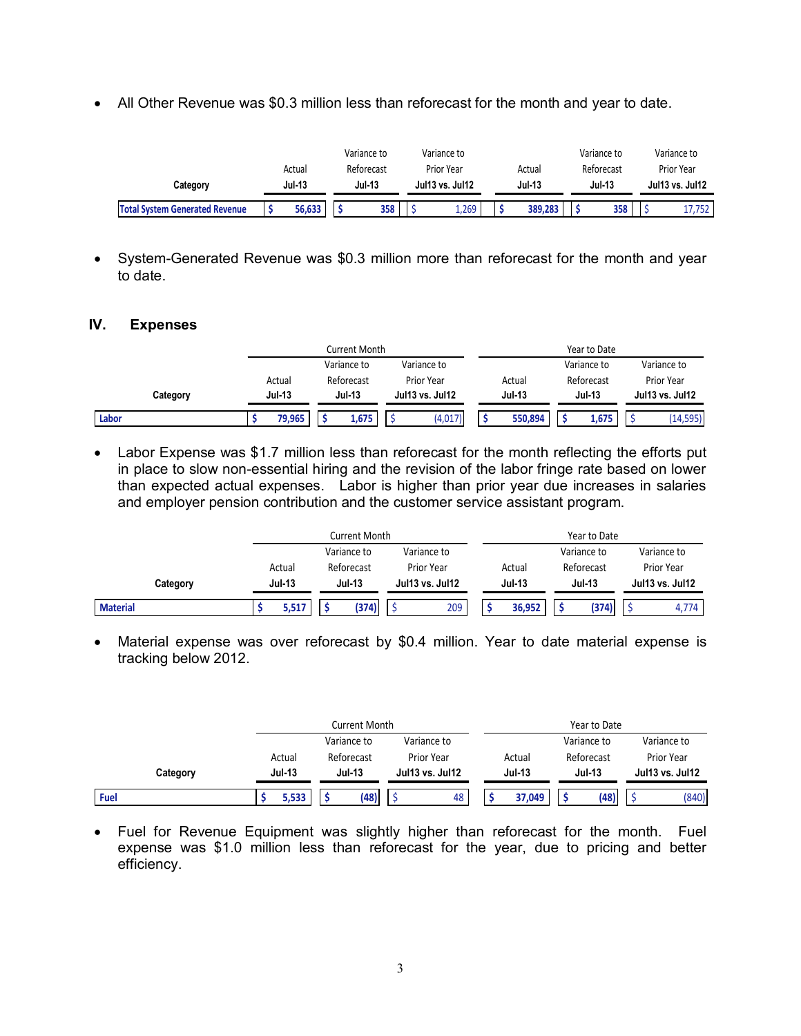- All Other Revenue was $0.3 million less than reforecast for the month and year to date.

| Category | Actual Jul-13 | Variance to Reforecast Jul-13 | Variance to Prior Year Jul13 vs. Jul12 | Actual Jul-13 | Variance to Reforecast Jul-13 | Variance to Prior Year Jul13 vs. Jul12 |
|---|---|---|---|---|---|---|
| Total System Generated Revenue | $ 56,633 | $ 358 | $ 1,269 | $ 389,283 | $ 358 | $ 17,752 |

- System-Generated Revenue was $0.3 million more than reforecast for the month and year to date.

## IV. Expenses

| | Current Month | | | Year to Date | | |
|---|---|---|---|---|---|---|
| Category | Actual Jul-13 | Variance to Reforecast Jul-13 | Variance to Prior Year Jul13 vs. Jul12 | Actual Jul-13 | Variance to Reforecast Jul-13 | Variance to Prior Year Jul13 vs. Jul12 |
| Labor | $ 79,965 | $ 1,675 | $ (4,017) | $ 550,894 | $ 1,675 | $ (14,595) |

- Labor Expense was $1.7 million less than reforecast for the month reflecting the efforts put in place to slow non-essential hiring and the revision of the labor fringe rate based on lower than expected actual expenses. Labor is higher than prior year due increases in salaries and employer pension contribution and the customer service assistant program.

| | Current Month | | | Year to Date | | |
|---|---|---|---|---|---|---|
| Category | Actual Jul-13 | Variance to Reforecast Jul-13 | Variance to Prior Year Jul13 vs. Jul12 | Actual Jul-13 | Variance to Reforecast Jul-13 | Variance to Prior Year Jul13 vs. Jul12 |
| Material | $ 5,517 | $ (374) | $ 209 | $ 36,952 | $ (374) | $ 4,774 |

- Material expense was over reforecast by $0.4 million. Year to date material expense is tracking below 2012.

| | Current Month | | | Year to Date | | |
|---|---|---|---|---|---|---|
| Category | Actual Jul-13 | Variance to Reforecast Jul-13 | Variance to Prior Year Jul13 vs. Jul12 | Actual Jul-13 | Variance to Reforecast Jul-13 | Variance to Prior Year Jul13 vs. Jul12 |
| Fuel | $ 5,533 | $ (48) | $ 48 | $ 37,049 | $ (48) | $ (840) |

- Fuel for Revenue Equipment was slightly higher than reforecast for the month. Fuel expense was $1.0 million less than reforecast for the year, due to pricing and better efficiency.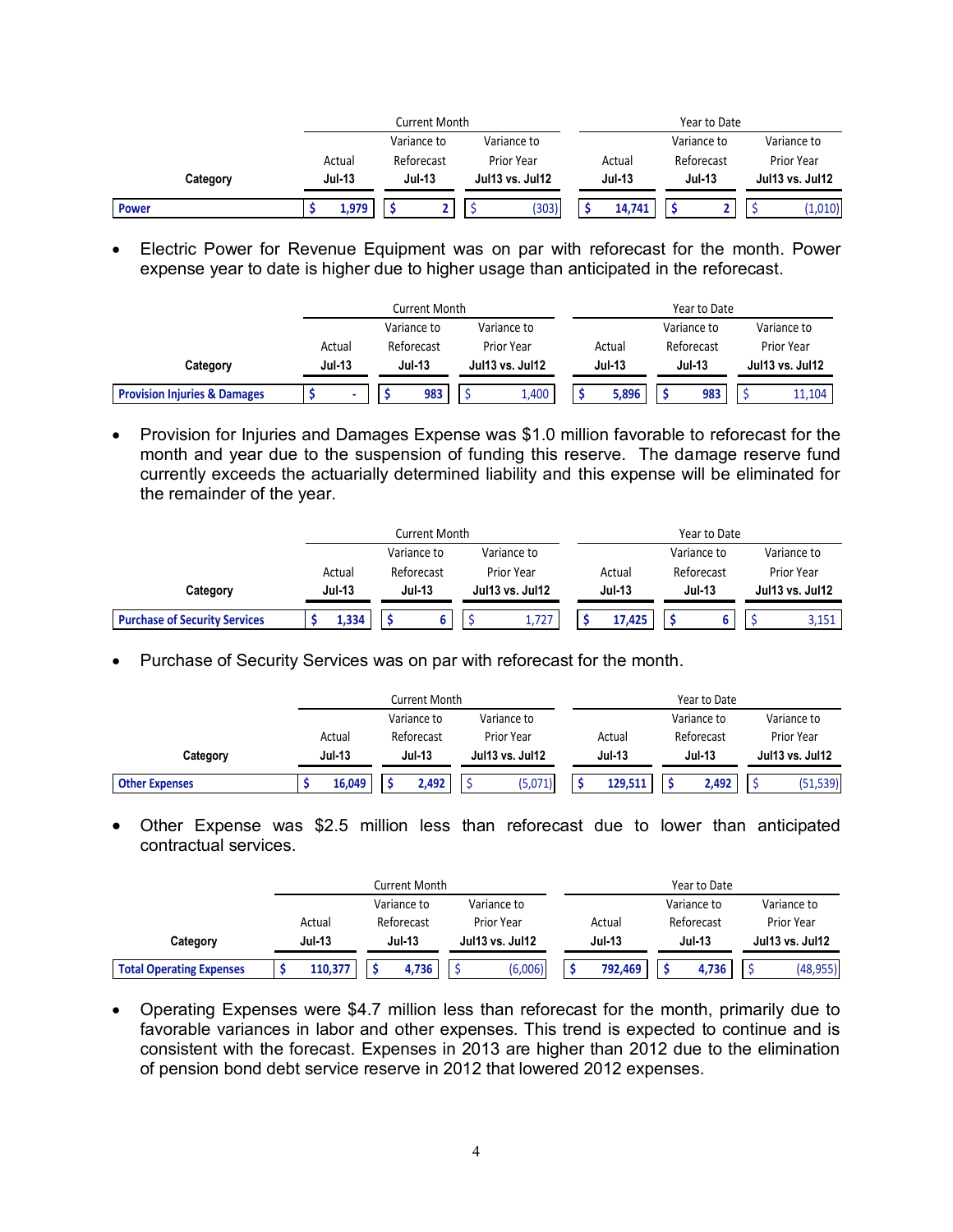| Category | Current Month Actual Jul-13 | Current Month Variance to Reforecast Jul-13 | Current Month Variance to Prior Year Jul13 vs. Jul12 | Year to Date Actual Jul-13 | Year to Date Variance to Reforecast Jul-13 | Year to Date Variance to Prior Year Jul13 vs. Jul12 |
|---|---|---|---|---|---|---|
| **Power** | $ 1,979 | $ 2 | $ (303) | $ 14,741 | $ 2 | $ (1,010) |

- Electric Power for Revenue Equipment was on par with reforecast for the month. Power expense year to date is higher due to higher usage than anticipated in the reforecast.

| Category | Current Month Actual Jul-13 | Current Month Variance to Reforecast Jul-13 | Current Month Variance to Prior Year Jul13 vs. Jul12 | Year to Date Actual Jul-13 | Year to Date Variance to Reforecast Jul-13 | Year to Date Variance to Prior Year Jul13 vs. Jul12 |
|---|---|---|---|---|---|---|
| **Provision Injuries & Damages** | $ - | $ 983 | $ 1,400 | $ 5,896 | $ 983 | $ 11,104 |

- Provision for Injuries and Damages Expense was $1.0 million favorable to reforecast for the month and year due to the suspension of funding this reserve. The damage reserve fund currently exceeds the actuarially determined liability and this expense will be eliminated for the remainder of the year.

| Category | Current Month Actual Jul-13 | Current Month Variance to Reforecast Jul-13 | Current Month Variance to Prior Year Jul13 vs. Jul12 | Year to Date Actual Jul-13 | Year to Date Variance to Reforecast Jul-13 | Year to Date Variance to Prior Year Jul13 vs. Jul12 |
|---|---|---|---|---|---|---|
| **Purchase of Security Services** | $ 1,334 | $ 6 | $ 1,727 | $ 17,425 | $ 6 | $ 3,151 |

- Purchase of Security Services was on par with reforecast for the month.

| Category | Current Month Actual Jul-13 | Current Month Variance to Reforecast Jul-13 | Current Month Variance to Prior Year Jul13 vs. Jul12 | Year to Date Actual Jul-13 | Year to Date Variance to Reforecast Jul-13 | Year to Date Variance to Prior Year Jul13 vs. Jul12 |
|---|---|---|---|---|---|---|
| **Other Expenses** | $ 16,049 | $ 2,492 | $ (5,071) | $ 129,511 | $ 2,492 | $ (51,539) |

- Other Expense was $2.5 million less than reforecast due to lower than anticipated contractual services.

| Category | Current Month Actual Jul-13 | Current Month Variance to Reforecast Jul-13 | Current Month Variance to Prior Year Jul13 vs. Jul12 | Year to Date Actual Jul-13 | Year to Date Variance to Reforecast Jul-13 | Year to Date Variance to Prior Year Jul13 vs. Jul12 |
|---|---|---|---|---|---|---|
| **Total Operating Expenses** | $ 110,377 | $ 4,736 | $ (6,006) | $ 792,469 | $ 4,736 | $ (48,955) |

- Operating Expenses were $4.7 million less than reforecast for the month, primarily due to favorable variances in labor and other expenses. This trend is expected to continue and is consistent with the forecast. Expenses in 2013 are higher than 2012 due to the elimination of pension bond debt service reserve in 2012 that lowered 2012 expenses.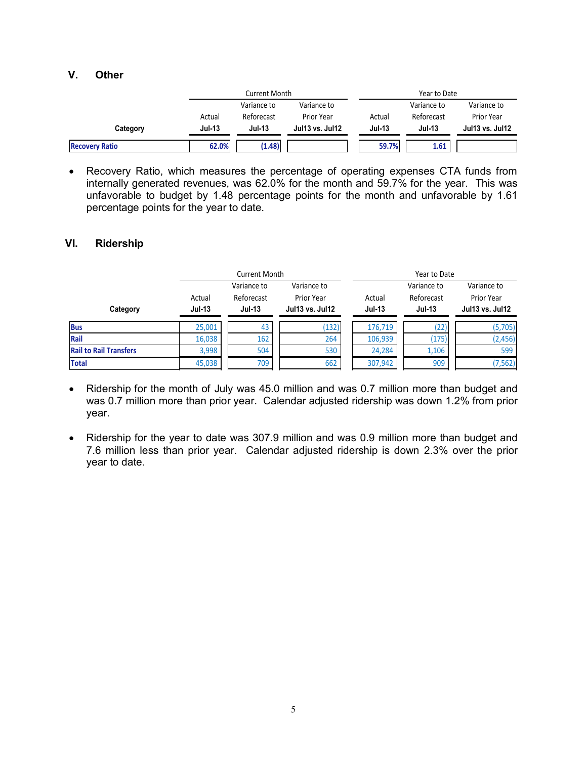## V. Other

| | Current Month | | | Year to Date | | |
|---|---|---|---|---|---|---|
| | | Variance to | Variance to | | Variance to | Variance to |
| | Actual | Reforecast | Prior Year | Actual | Reforecast | Prior Year |
| **Category** | **Jul-13** | **Jul-13** | **Jul13 vs. Jul12** | **Jul-13** | **Jul-13** | **Jul13 vs. Jul12** |
| **Recovery Ratio** | **62.0%** | **(1.48)** | | **59.7%** | **1.61** | |

- Recovery Ratio, which measures the percentage of operating expenses CTA funds from internally generated revenues, was 62.0% for the month and 59.7% for the year. This was unfavorable to budget by 1.48 percentage points for the month and unfavorable by 1.61 percentage points for the year to date.

## VI. Ridership

| | Current Month | | | Year to Date | | |
|---|---|---|---|---|---|---|
| | | Variance to | Variance to | | Variance to | Variance to |
| | Actual | Reforecast | Prior Year | Actual | Reforecast | Prior Year |
| **Category** | **Jul-13** | **Jul-13** | **Jul13 vs. Jul12** | **Jul-13** | **Jul-13** | **Jul13 vs. Jul12** |
| **Bus** | 25,001 | 43 | (132) | 176,719 | (22) | (5,705) |
| **Rail** | 16,038 | 162 | 264 | 106,939 | (175) | (2,456) |
| **Rail to Rail Transfers** | 3,998 | 504 | 530 | 24,284 | 1,106 | 599 |
| **Total** | 45,038 | 709 | 662 | 307,942 | 909 | (7,562) |

- Ridership for the month of July was 45.0 million and was 0.7 million more than budget and was 0.7 million more than prior year. Calendar adjusted ridership was down 1.2% from prior year.

- Ridership for the year to date was 307.9 million and was 0.9 million more than budget and 7.6 million less than prior year. Calendar adjusted ridership is down 2.3% over the prior year to date.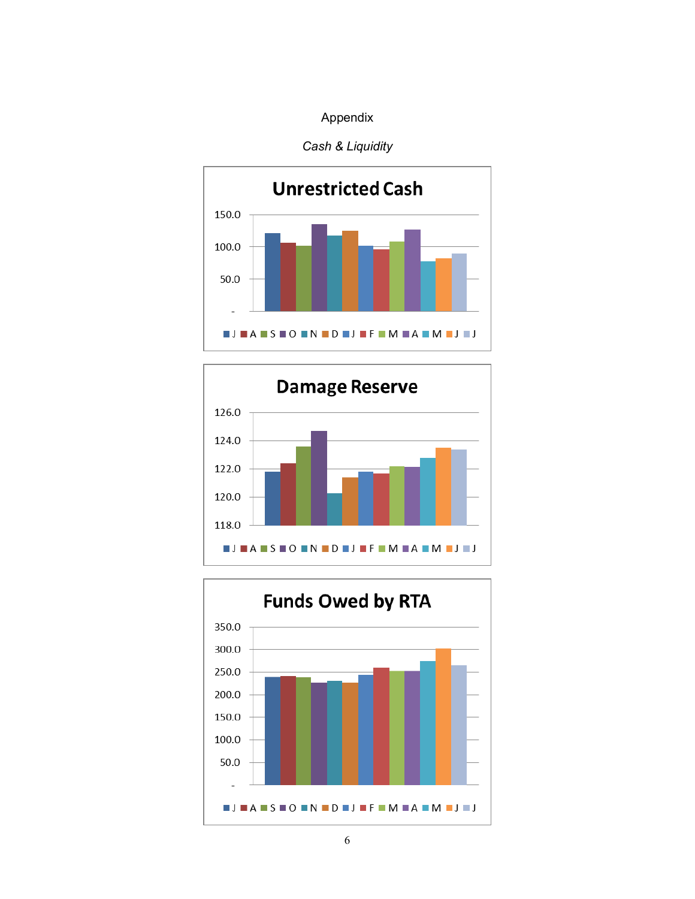Appendix

*Cash & Liquidity*

**Unrestricted Cash**

150.0
100.0
50.0
-

J A S O N D J F M A M J J

**Damage Reserve**

126.0
124.0
122.0
120.0
118.0

J A S O N D J F M A M J J

**Funds Owed by RTA**

350.0
300.0
250.0
200.0
150.0
100.0
50.0
-

J A S O N D J F M A M J J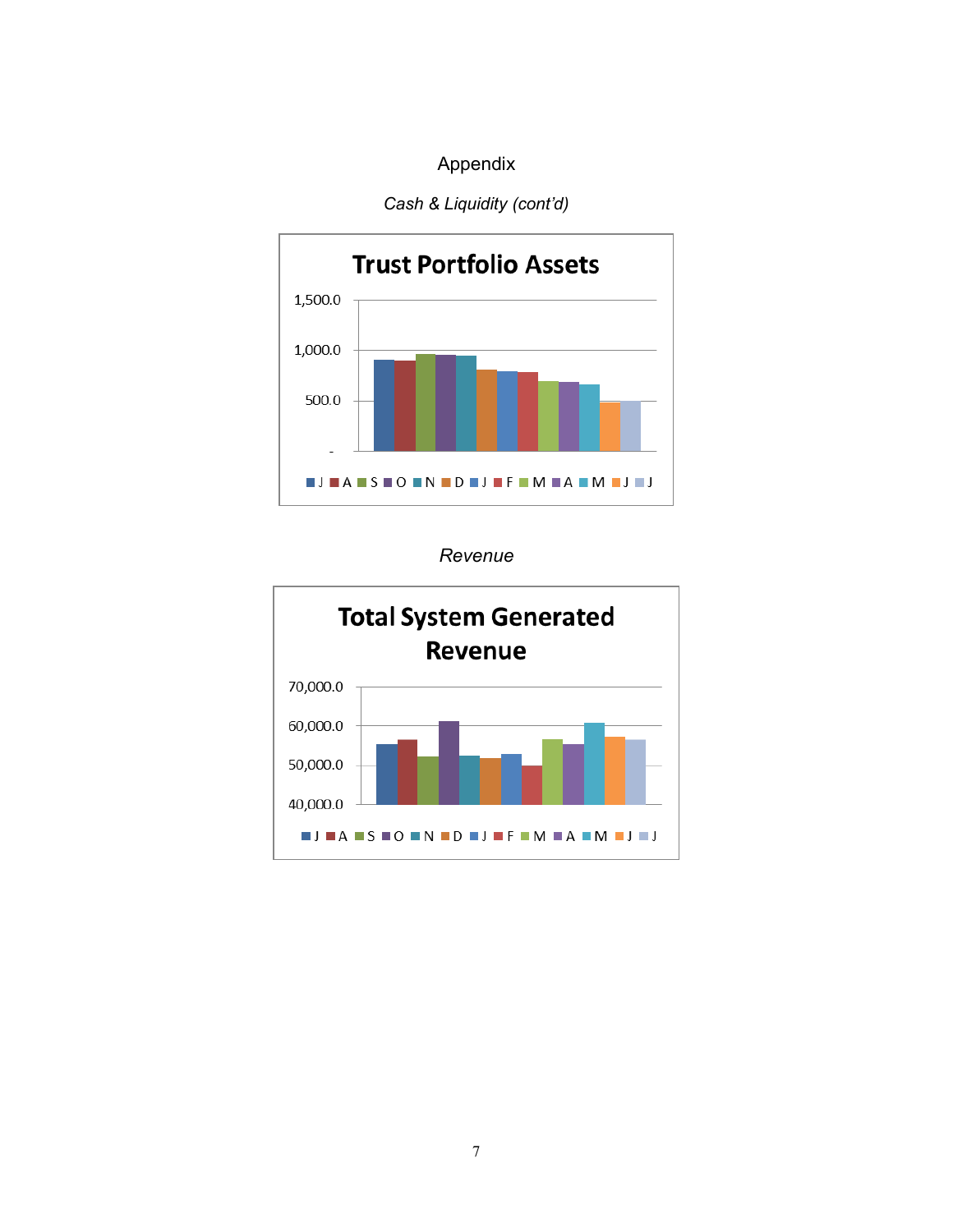Appendix

*Cash & Liquidity (cont'd)*

**Trust Portfolio Assets**

1,500.0
1,000.0
500.0
-

J A S O N D J F M A M J J

*Revenue*

**Total System Generated Revenue**

70,000.0
60,000.0
50,000.0
40,000.0

J A S O N D J F M A M J J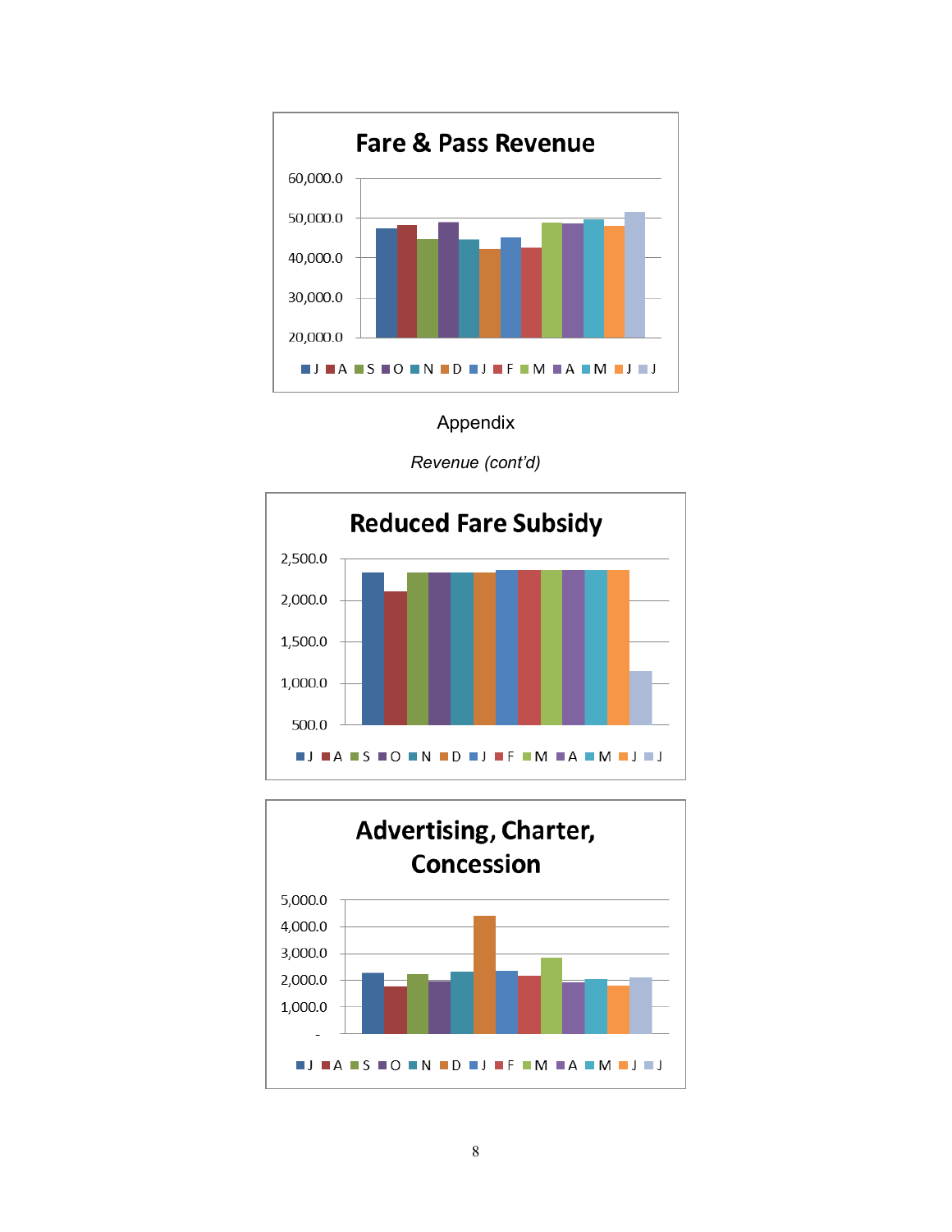**Fare & Pass Revenue**

60,000.0
50,000.0
40,000.0
30,000.0
20,000.0

J A S O N D J F M A M J J

Appendix

*Revenue (cont'd)*

**Reduced Fare Subsidy**

2,500.0
2,000.0
1,500.0
1,000.0
500.0

J A S O N D J F M A M J J

**Advertising, Charter, Concession**

5,000.0
4,000.0
3,000.0
2,000.0
1,000.0
-

J A S O N D J F M A M J J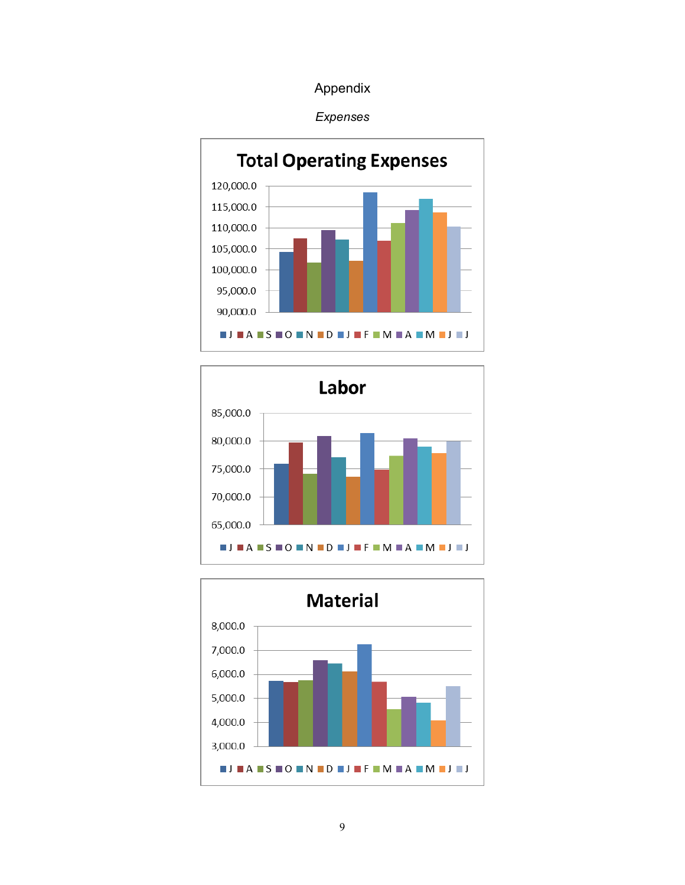# Appendix

*Expenses*

## Total Operating Expenses

120,000.0
115,000.0
110,000.0
105,000.0
100,000.0
95,000.0
90,000.0

J A S O N D J F M A M J J

## Labor

85,000.0
80,000.0
75,000.0
70,000.0
65,000.0

J A S O N D J F M A M J J

## Material

8,000.0
7,000.0
6,000.0
5,000.0
4,000.0
3,000.0

J A S O N D J F M A M J J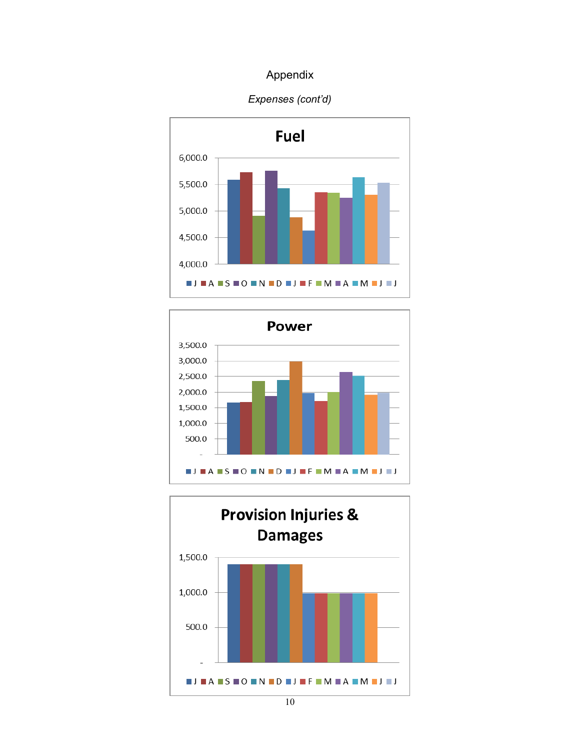Appendix

*Expenses (cont'd)*

**Fuel**

6,000.0
5,500.0
5,000.0
4,500.0
4,000.0

J A S O N D J F M A M J J

**Power**

3,500.0
3,000.0
2,500.0
2,000.0
1,500.0
1,000.0
500.0
-

J A S O N D J F M A M J J

**Provision Injuries & Damages**

1,500.0
1,000.0
500.0
-

J A S O N D J F M A M J J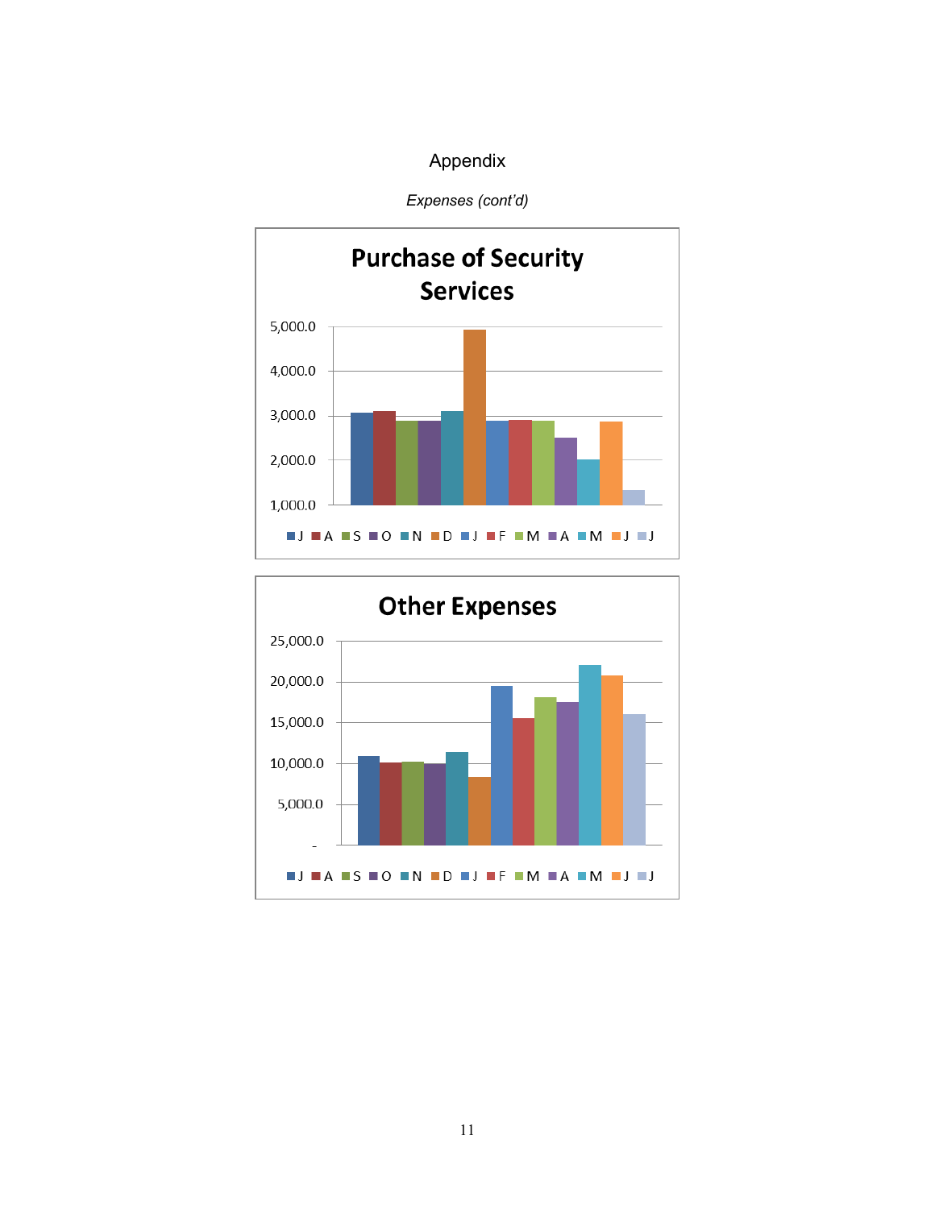Appendix

*Expenses (cont'd)*

Purchase of Security Services

5,000.0
4,000.0
3,000.0
2,000.0
1,000.0

J A S O N D J F M A M J J

Other Expenses

25,000.0
20,000.0
15,000.0
10,000.0
5,000.0
-

J A S O N D J F M A M J J